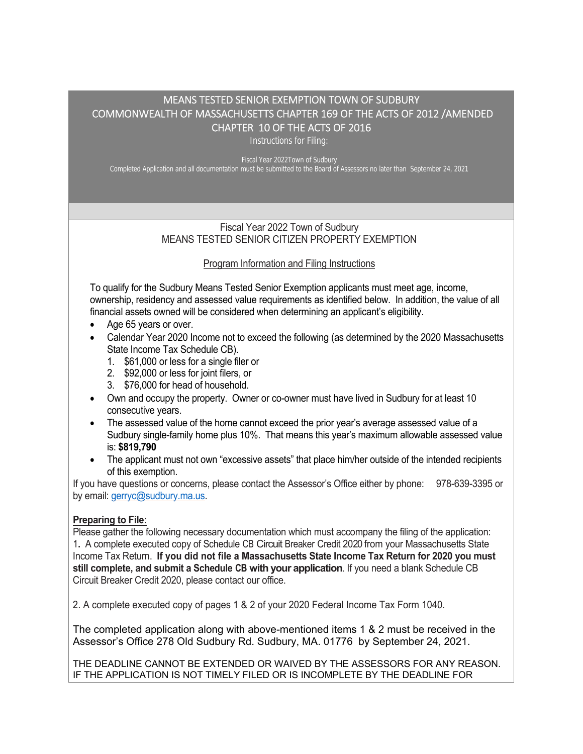# MEANS TESTED SENIOR EXEMPTION TOWN OF SUDBURY
# COMMONWEALTH OF MASSACHUSETTS CHAPTER 169 OF THE ACTS OF 2012 /AMENDED CHAPTER 10 OF THE ACTS OF 2016

Instructions for Filing:

Fiscal Year 2022Town of Sudbury

Completed Application and all documentation must be submitted to the Board of Assessors no later than September 24, 2021

## Fiscal Year 2022 Town of Sudbury
## MEANS TESTED SENIOR CITIZEN PROPERTY EXEMPTION

Program Information and Filing Instructions

To qualify for the Sudbury Means Tested Senior Exemption applicants must meet age, income, ownership, residency and assessed value requirements as identified below. In addition, the value of all financial assets owned will be considered when determining an applicant's eligibility.

- Age 65 years or over.
- Calendar Year 2020 Income not to exceed the following (as determined by the 2020 Massachusetts State Income Tax Schedule CB).
  1. $61,000 or less for a single filer or
  2. $92,000 or less for joint filers, or
  3. $76,000 for head of household.
- Own and occupy the property. Owner or co-owner must have lived in Sudbury for at least 10 consecutive years.
- The assessed value of the home cannot exceed the prior year's average assessed value of a Sudbury single-family home plus 10%. That means this year's maximum allowable assessed value is: **$819,790**
- The applicant must not own "excessive assets" that place him/her outside of the intended recipients of this exemption.

If you have questions or concerns, please contact the Assessor's Office either by phone: 978-639-3395 or by email: gerryc@sudbury.ma.us.

**Preparing to File:**

Please gather the following necessary documentation which must accompany the filing of the application:

1. A complete executed copy of Schedule CB Circuit Breaker Credit 2020 from your Massachusetts State Income Tax Return. **If you did not file a Massachusetts State Income Tax Return for 2020 you must still complete, and submit a Schedule CB with your application**. If you need a blank Schedule CB Circuit Breaker Credit 2020, please contact our office.

2. A complete executed copy of pages 1 & 2 of your 2020 Federal Income Tax Form 1040.

The completed application along with above-mentioned items 1 & 2 must be received in the Assessor's Office 278 Old Sudbury Rd. Sudbury, MA. 01776 by September 24, 2021.

THE DEADLINE CANNOT BE EXTENDED OR WAIVED BY THE ASSESSORS FOR ANY REASON. IF THE APPLICATION IS NOT TIMELY FILED OR IS INCOMPLETE BY THE DEADLINE FOR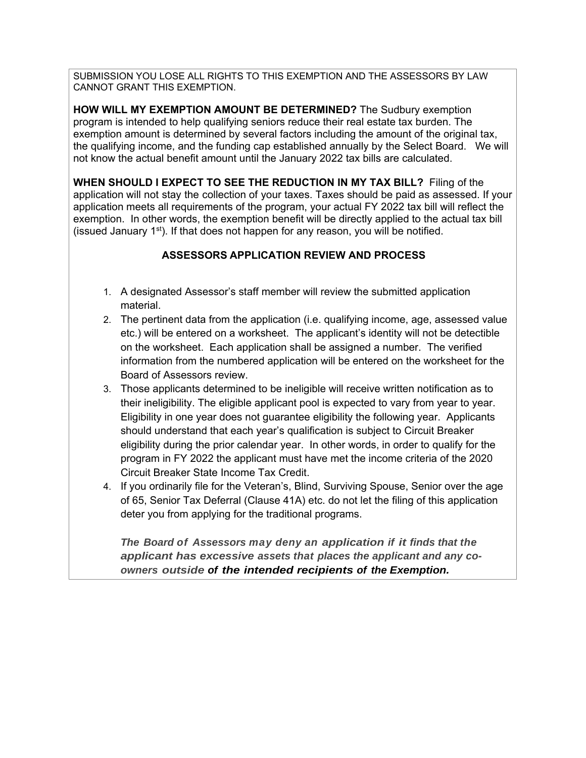SUBMISSION YOU LOSE ALL RIGHTS TO THIS EXEMPTION AND THE ASSESSORS BY LAW CANNOT GRANT THIS EXEMPTION.

**HOW WILL MY EXEMPTION AMOUNT BE DETERMINED?** The Sudbury exemption program is intended to help qualifying seniors reduce their real estate tax burden. The exemption amount is determined by several factors including the amount of the original tax, the qualifying income, and the funding cap established annually by the Select Board. We will not know the actual benefit amount until the January 2022 tax bills are calculated.

**WHEN SHOULD I EXPECT TO SEE THE REDUCTION IN MY TAX BILL?** Filing of the application will not stay the collection of your taxes. Taxes should be paid as assessed. If your application meets all requirements of the program, your actual FY 2022 tax bill will reflect the exemption. In other words, the exemption benefit will be directly applied to the actual tax bill (issued January 1st). If that does not happen for any reason, you will be notified.

## ASSESSORS APPLICATION REVIEW AND PROCESS

1. A designated Assessor's staff member will review the submitted application material.
2. The pertinent data from the application (i.e. qualifying income, age, assessed value etc.) will be entered on a worksheet. The applicant's identity will not be detectible on the worksheet. Each application shall be assigned a number. The verified information from the numbered application will be entered on the worksheet for the Board of Assessors review.
3. Those applicants determined to be ineligible will receive written notification as to their ineligibility. The eligible applicant pool is expected to vary from year to year. Eligibility in one year does not guarantee eligibility the following year. Applicants should understand that each year's qualification is subject to Circuit Breaker eligibility during the prior calendar year. In other words, in order to qualify for the program in FY 2022 the applicant must have met the income criteria of the 2020 Circuit Breaker State Income Tax Credit.
4. If you ordinarily file for the Veteran's, Blind, Surviving Spouse, Senior over the age of 65, Senior Tax Deferral (Clause 41A) etc. do not let the filing of this application deter you from applying for the traditional programs.

***The Board of Assessors may deny an application if it finds that the applicant has excessive assets that places the applicant and any co-owners outside of the intended recipients of the Exemption.***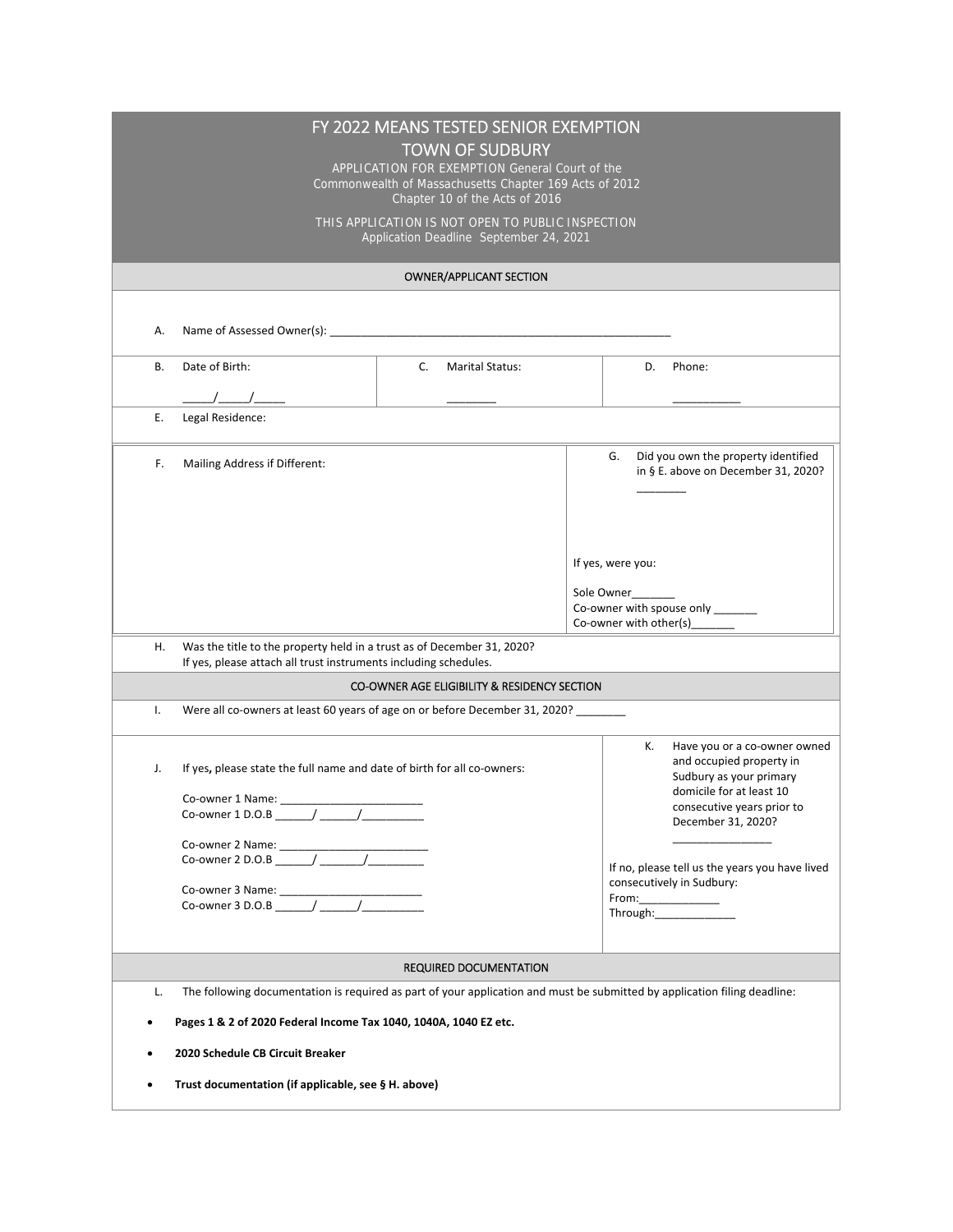# FY 2022 MEANS TESTED SENIOR EXEMPTION

## TOWN OF SUDBURY

APPLICATION FOR EXEMPTION General Court of the Commonwealth of Massachusetts Chapter 169 Acts of 2012 Chapter 10 of the Acts of 2016

THIS APPLICATION IS NOT OPEN TO PUBLIC INSPECTION
Application Deadline September 24, 2021

### OWNER/APPLICANT SECTION

A. Name of Assessed Owner(s): ___________________________________________________________

| B. Date of Birth: | C. Marital Status: | D. Phone: |
|---|---|---|
| _____/_____/_____ | ________ | ___________ |

E. Legal Residence:

F. Mailing Address if Different:

G. Did you own the property identified in § E. above on December 31, 2020? ________

If yes, were you:

Sole Owner_______
Co-owner with spouse only _______
Co-owner with other(s)_______

H. Was the title to the property held in a trust as of December 31, 2020?
If yes, please attach all trust instruments including schedules.

### CO-OWNER AGE ELIGIBILITY & RESIDENCY SECTION

I. Were all co-owners at least 60 years of age on or before December 31, 2020? ________

J. If yes, please state the full name and date of birth for all co-owners:

Co-owner 1 Name: ________________________
Co-owner 1 D.O.B ______/ ______/__________

Co-owner 2 Name: _________________________
Co-owner 2 D.O.B ______/ _______/_________

Co-owner 3 Name: ________________________
Co-owner 3 D.O.B ______/ ______/__________

K. Have you or a co-owner owned and occupied property in Sudbury as your primary domicile for at least 10 consecutive years prior to December 31, 2020? ________________

If no, please tell us the years you have lived consecutively in Sudbury:
From:_____________
Through:_____________

### REQUIRED DOCUMENTATION

L. The following documentation is required as part of your application and must be submitted by application filing deadline:

- **Pages 1 & 2 of 2020 Federal Income Tax 1040, 1040A, 1040 EZ etc.**
- **2020 Schedule CB Circuit Breaker**
- **Trust documentation (if applicable, see § H. above)**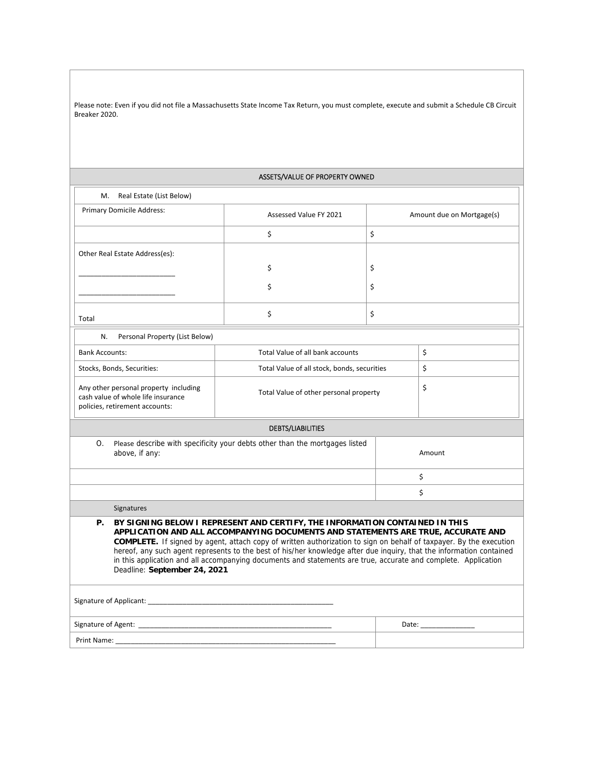Please note: Even if you did not file a Massachusetts State Income Tax Return, you must complete, execute and submit a Schedule CB Circuit Breaker 2020.

## ASSETS/VALUE OF PROPERTY OWNED

M. Real Estate (List Below)

| Primary Domicile Address: | Assessed Value FY 2021 | Amount due on Mortgage(s) |
|---|---|---|
| | $ | $ |
| Other Real Estate Address(es): | | |
| ________________________ | $ | $ |
| ________________________ | $ | $ |
| Total | $ | $ |

N. Personal Property (List Below)

| | | |
|---|---|---|
| Bank Accounts: | Total Value of all bank accounts | $ |
| Stocks, Bonds, Securities: | Total Value of all stock, bonds, securities | $ |
| Any other personal property including cash value of whole life insurance policies, retirement accounts: | Total Value of other personal property | $ |

## DEBTS/LIABILITIES

| O. Please describe with specificity your debts other than the mortgages listed above, if any: | Amount |
|---|---|
| | $ |
| | $ |

## Signatures

**P. BY SIGNING BELOW I REPRESENT AND CERTIFY, THE INFORMATION CONTAINED IN THIS APPLICATION AND ALL ACCOMPANYING DOCUMENTS AND STATEMENTS ARE TRUE, ACCURATE AND COMPLETE.** If signed by agent, attach copy of written authorization to sign on behalf of taxpayer. By the execution hereof, any such agent represents to the best of his/her knowledge after due inquiry, that the information contained in this application and all accompanying documents and statements are true, accurate and complete. Application Deadline: **September 24, 2021**

Signature of Applicant: ________________________________________________

Signature of Agent: ________________________________________________ Date: ______________

Print Name: ________________________________________________________